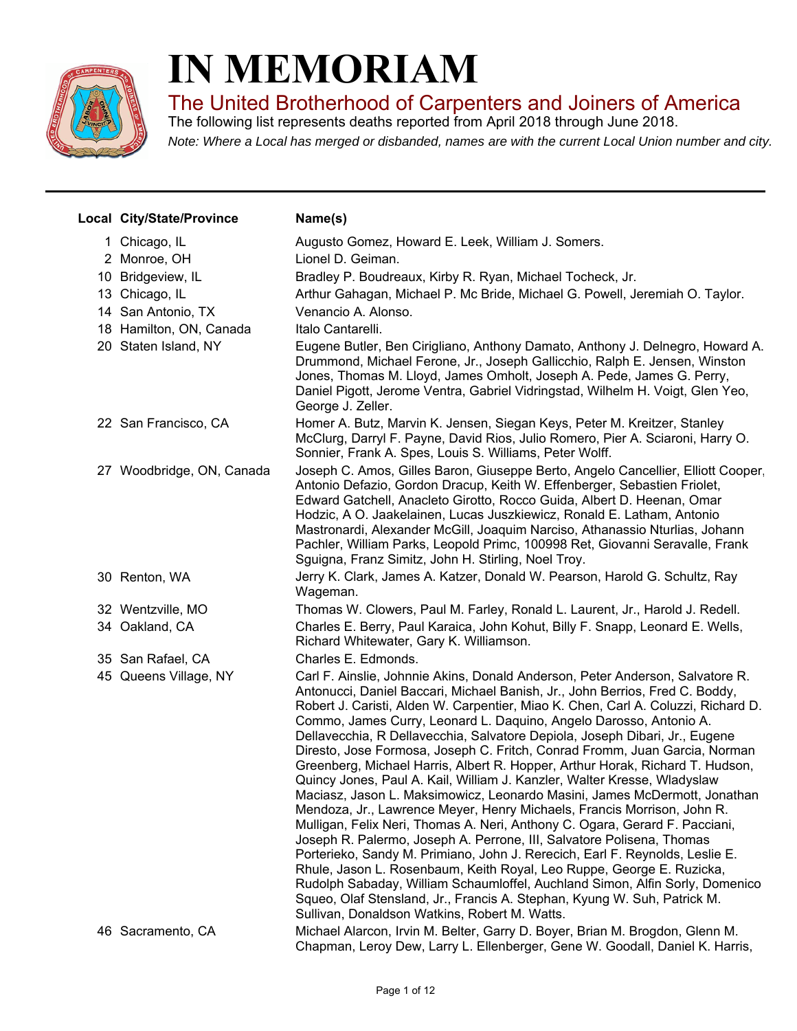# IN MEMORIAM

## The United Brotherhood of Carpenters and Joiners of America

The following list represents deaths reported from April 2018 through June 2018.

*Note: Where a Local has merged or disbanded, names are with the current Local Union number and city.*

---

| Local | City/State/Province | Name(s) |
|---|---|---|
| 1 | Chicago, IL | Augusto Gomez, Howard E. Leek, William J. Somers. |
| 2 | Monroe, OH | Lionel D. Geiman. |
| 10 | Bridgeview, IL | Bradley P. Boudreaux, Kirby R. Ryan, Michael Tocheck, Jr. |
| 13 | Chicago, IL | Arthur Gahagan, Michael P. Mc Bride, Michael G. Powell, Jeremiah O. Taylor. |
| 14 | San Antonio, TX | Venancio A. Alonso. |
| 18 | Hamilton, ON, Canada | Italo Cantarelli. |
| 20 | Staten Island, NY | Eugene Butler, Ben Cirigliano, Anthony Damato, Anthony J. Delnegro, Howard A. Drummond, Michael Ferone, Jr., Joseph Gallicchio, Ralph E. Jensen, Winston Jones, Thomas M. Lloyd, James Omholt, Joseph A. Pede, James G. Perry, Daniel Pigott, Jerome Ventra, Gabriel Vidringstad, Wilhelm H. Voigt, Glen Yeo, George J. Zeller. |
| 22 | San Francisco, CA | Homer A. Butz, Marvin K. Jensen, Siegan Keys, Peter M. Kreitzer, Stanley McClurg, Darryl F. Payne, David Rios, Julio Romero, Pier A. Sciaroni, Harry O. Sonnier, Frank A. Spes, Louis S. Williams, Peter Wolff. |
| 27 | Woodbridge, ON, Canada | Joseph C. Amos, Gilles Baron, Giuseppe Berto, Angelo Cancellier, Elliott Cooper, Antonio Defazio, Gordon Dracup, Keith W. Effenberger, Sebastien Friolet, Edward Gatchell, Anacleto Girotto, Rocco Guida, Albert D. Heenan, Omar Hodzic, A O. Jaakelainen, Lucas Juszkiewicz, Ronald E. Latham, Antonio Mastronardi, Alexander McGill, Joaquim Narciso, Athanassio Nturlias, Johann Pachler, William Parks, Leopold Primc, 100998 Ret, Giovanni Seravalle, Frank Sguigna, Franz Simitz, John H. Stirling, Noel Troy. |
| 30 | Renton, WA | Jerry K. Clark, James A. Katzer, Donald W. Pearson, Harold G. Schultz, Ray Wageman. |
| 32 | Wentzville, MO | Thomas W. Clowers, Paul M. Farley, Ronald L. Laurent, Jr., Harold J. Redell. |
| 34 | Oakland, CA | Charles E. Berry, Paul Karaica, John Kohut, Billy F. Snapp, Leonard E. Wells, Richard Whitewater, Gary K. Williamson. |
| 35 | San Rafael, CA | Charles E. Edmonds. |
| 45 | Queens Village, NY | Carl F. Ainslie, Johnnie Akins, Donald Anderson, Peter Anderson, Salvatore R. Antonucci, Daniel Baccari, Michael Banish, Jr., John Berrios, Fred C. Boddy, Robert J. Caristi, Alden W. Carpentier, Miao K. Chen, Carl A. Coluzzi, Richard D. Commo, James Curry, Leonard L. Daquino, Angelo Darosso, Antonio A. Dellavecchia, R Dellavecchia, Salvatore Depiola, Joseph Dibari, Jr., Eugene Diresto, Jose Formosa, Joseph C. Fritch, Conrad Fromm, Juan Garcia, Norman Greenberg, Michael Harris, Albert R. Hopper, Arthur Horak, Richard T. Hudson, Quincy Jones, Paul A. Kail, William J. Kanzler, Walter Kresse, Wladyslaw Maciasz, Jason L. Maksimowicz, Leonardo Masini, James McDermott, Jonathan Mendoza, Jr., Lawrence Meyer, Henry Michaels, Francis Morrison, John R. Mulligan, Felix Neri, Thomas A. Neri, Anthony C. Ogara, Gerard F. Pacciani, Joseph R. Palermo, Joseph A. Perrone, III, Salvatore Polisena, Thomas Porterieko, Sandy M. Primiano, John J. Rerecich, Earl F. Reynolds, Leslie E. Rhule, Jason L. Rosenbaum, Keith Royal, Leo Ruppe, George E. Ruzicka, Rudolph Sabaday, William Schaumloffel, Auchland Simon, Alfin Sorly, Domenico Squeo, Olaf Stensland, Jr., Francis A. Stephan, Kyung W. Suh, Patrick M. Sullivan, Donaldson Watkins, Robert M. Watts. |
| 46 | Sacramento, CA | Michael Alarcon, Irvin M. Belter, Garry D. Boyer, Brian M. Brogdon, Glenn M. Chapman, Leroy Dew, Larry L. Ellenberger, Gene W. Goodall, Daniel K. Harris, |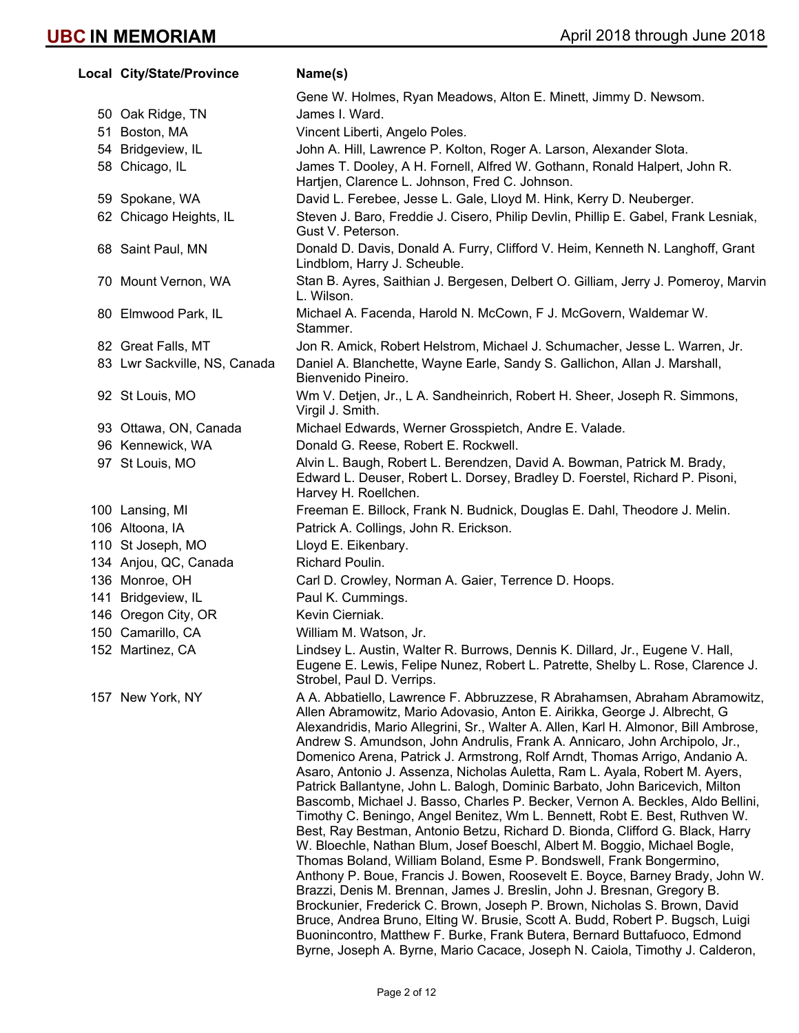| Local | City/State/Province | Name(s) |
|---|---|---|
| | | Gene W. Holmes, Ryan Meadows, Alton E. Minett, Jimmy D. Newsom. |
| 50 | Oak Ridge, TN | James I. Ward. |
| 51 | Boston, MA | Vincent Liberti, Angelo Poles. |
| 54 | Bridgeview, IL | John A. Hill, Lawrence P. Kolton, Roger A. Larson, Alexander Slota. |
| 58 | Chicago, IL | James T. Dooley, A H. Fornell, Alfred W. Gothann, Ronald Halpert, John R. Hartjen, Clarence L. Johnson, Fred C. Johnson. |
| 59 | Spokane, WA | David L. Ferebee, Jesse L. Gale, Lloyd M. Hink, Kerry D. Neuberger. |
| 62 | Chicago Heights, IL | Steven J. Baro, Freddie J. Cisero, Philip Devlin, Phillip E. Gabel, Frank Lesniak, Gust V. Peterson. |
| 68 | Saint Paul, MN | Donald D. Davis, Donald A. Furry, Clifford V. Heim, Kenneth N. Langhoff, Grant Lindblom, Harry J. Scheuble. |
| 70 | Mount Vernon, WA | Stan B. Ayres, Saithian J. Bergesen, Delbert O. Gilliam, Jerry J. Pomeroy, Marvin L. Wilson. |
| 80 | Elmwood Park, IL | Michael A. Facenda, Harold N. McCown, F J. McGovern, Waldemar W. Stammer. |
| 82 | Great Falls, MT | Jon R. Amick, Robert Helstrom, Michael J. Schumacher, Jesse L. Warren, Jr. |
| 83 | Lwr Sackville, NS, Canada | Daniel A. Blanchette, Wayne Earle, Sandy S. Gallichon, Allan J. Marshall, Bienvenido Pineiro. |
| 92 | St Louis, MO | Wm V. Detjen, Jr., L A. Sandheinrich, Robert H. Sheer, Joseph R. Simmons, Virgil J. Smith. |
| 93 | Ottawa, ON, Canada | Michael Edwards, Werner Grosspietch, Andre E. Valade. |
| 96 | Kennewick, WA | Donald G. Reese, Robert E. Rockwell. |
| 97 | St Louis, MO | Alvin L. Baugh, Robert L. Berendzen, David A. Bowman, Patrick M. Brady, Edward L. Deuser, Robert L. Dorsey, Bradley D. Foerstel, Richard P. Pisoni, Harvey H. Roellchen. |
| 100 | Lansing, MI | Freeman E. Billock, Frank N. Budnick, Douglas E. Dahl, Theodore J. Melin. |
| 106 | Altoona, IA | Patrick A. Collings, John R. Erickson. |
| 110 | St Joseph, MO | Lloyd E. Eikenbary. |
| 134 | Anjou, QC, Canada | Richard Poulin. |
| 136 | Monroe, OH | Carl D. Crowley, Norman A. Gaier, Terrence D. Hoops. |
| 141 | Bridgeview, IL | Paul K. Cummings. |
| 146 | Oregon City, OR | Kevin Cierniak. |
| 150 | Camarillo, CA | William M. Watson, Jr. |
| 152 | Martinez, CA | Lindsey L. Austin, Walter R. Burrows, Dennis K. Dillard, Jr., Eugene V. Hall, Eugene E. Lewis, Felipe Nunez, Robert L. Patrette, Shelby L. Rose, Clarence J. Strobel, Paul D. Verrips. |
| 157 | New York, NY | A A. Abbatiello, Lawrence F. Abbruzzese, R Abrahamsen, Abraham Abramowitz, Allen Abramowitz, Mario Adovasio, Anton E. Airikka, George J. Albrecht, G Alexandridis, Mario Allegrini, Sr., Walter A. Allen, Karl H. Almonor, Bill Ambrose, Andrew S. Amundson, John Andrulis, Frank A. Annicaro, John Archipolo, Jr., Domenico Arena, Patrick J. Armstrong, Rolf Arndt, Thomas Arrigo, Andanio A. Asaro, Antonio J. Assenza, Nicholas Auletta, Ram L. Ayala, Robert M. Ayers, Patrick Ballantyne, John L. Balogh, Dominic Barbato, John Baricevich, Milton Bascomb, Michael J. Basso, Charles P. Becker, Vernon A. Beckles, Aldo Bellini, Timothy C. Beningo, Angel Benitez, Wm L. Bennett, Robt E. Best, Ruthven W. Best, Ray Bestman, Antonio Betzu, Richard D. Bionda, Clifford G. Black, Harry W. Bloechle, Nathan Blum, Josef Boeschl, Albert M. Boggio, Michael Bogle, Thomas Boland, William Boland, Esme P. Bondswell, Frank Bongermino, Anthony P. Boue, Francis J. Bowen, Roosevelt E. Boyce, Barney Brady, John W. Brazzi, Denis M. Brennan, James J. Breslin, John J. Bresnan, Gregory B. Brockunier, Frederick C. Brown, Joseph P. Brown, Nicholas S. Brown, David Bruce, Andrea Bruno, Elting W. Brusie, Scott A. Budd, Robert P. Bugsch, Luigi Buonincontro, Matthew F. Burke, Frank Butera, Bernard Buttafuoco, Edmond Byrne, Joseph A. Byrne, Mario Cacace, Joseph N. Caiola, Timothy J. Calderon, |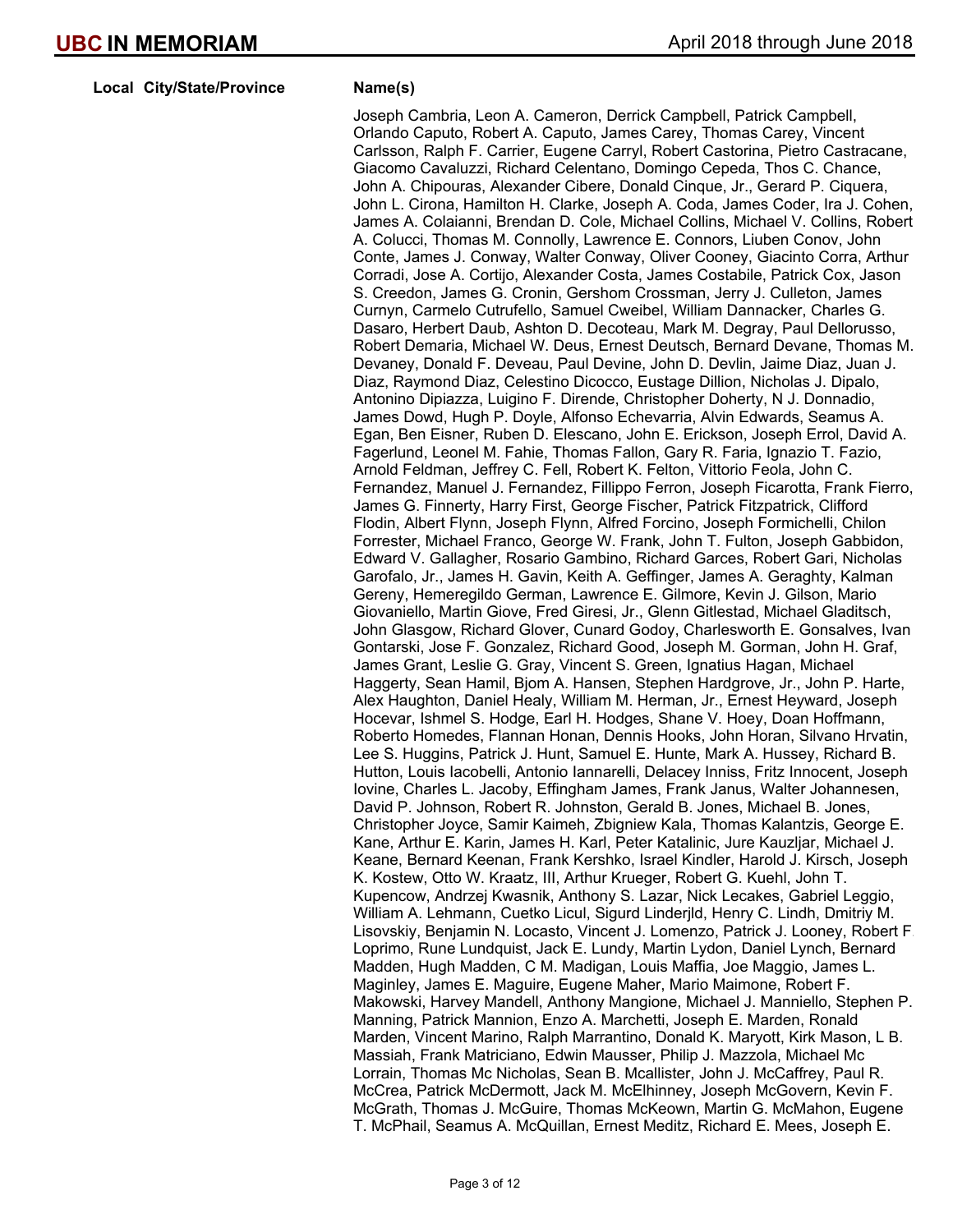| Local | City/State/Province | Name(s) |
|---|---|---|
| | | Joseph Cambria, Leon A. Cameron, Derrick Campbell, Patrick Campbell, Orlando Caputo, Robert A. Caputo, James Carey, Thomas Carey, Vincent Carlsson, Ralph F. Carrier, Eugene Carryl, Robert Castorina, Pietro Castracane, Giacomo Cavaluzzi, Richard Celentano, Domingo Cepeda, Thos C. Chance, John A. Chipouras, Alexander Cibere, Donald Cinque, Jr., Gerard P. Ciquera, John L. Cirona, Hamilton H. Clarke, Joseph A. Coda, James Coder, Ira J. Cohen, James A. Colaianni, Brendan D. Cole, Michael Collins, Michael V. Collins, Robert A. Colucci, Thomas M. Connolly, Lawrence E. Connors, Liuben Conov, John Conte, James J. Conway, Walter Conway, Oliver Cooney, Giacinto Corra, Arthur Corradi, Jose A. Cortijo, Alexander Costa, James Costabile, Patrick Cox, Jason S. Creedon, James G. Cronin, Gershom Crossman, Jerry J. Culleton, James Curnyn, Carmelo Cutrufello, Samuel Cweibel, William Dannacker, Charles G. Dasaro, Herbert Daub, Ashton D. Decoteau, Mark M. Degray, Paul Dellorusso, Robert Demaria, Michael W. Deus, Ernest Deutsch, Bernard Devane, Thomas M. Devaney, Donald F. Deveau, Paul Devine, John D. Devlin, Jaime Diaz, Juan J. Diaz, Raymond Diaz, Celestino Dicocco, Eustage Dillion, Nicholas J. Dipalo, Antonino Dipiazza, Luigino F. Dirende, Christopher Doherty, N J. Donnadio, James Dowd, Hugh P. Doyle, Alfonso Echevarria, Alvin Edwards, Seamus A. Egan, Ben Eisner, Ruben D. Elescano, John E. Erickson, Joseph Errol, David A. Fagerlund, Leonel M. Fahie, Thomas Fallon, Gary R. Faria, Ignazio T. Fazio, Arnold Feldman, Jeffrey C. Fell, Robert K. Felton, Vittorio Feola, John C. Fernandez, Manuel J. Fernandez, Fillippo Ferron, Joseph Ficarotta, Frank Fierro, James G. Finnerty, Harry First, George Fischer, Patrick Fitzpatrick, Clifford Flodin, Albert Flynn, Joseph Flynn, Alfred Forcino, Joseph Formichelli, Chilon Forrester, Michael Franco, George W. Frank, John T. Fulton, Joseph Gabbidon, Edward V. Gallagher, Rosario Gambino, Richard Garces, Robert Gari, Nicholas Garofalo, Jr., James H. Gavin, Keith A. Geffinger, James A. Geraghty, Kalman Gereny, Hemeregildo German, Lawrence E. Gilmore, Kevin J. Gilson, Mario Giovaniello, Martin Giove, Fred Giresi, Jr., Glenn Gitlestad, Michael Gladitsch, John Glasgow, Richard Glover, Cunard Godoy, Charlesworth E. Gonsalves, Ivan Gontarski, Jose F. Gonzalez, Richard Good, Joseph M. Gorman, John H. Graf, James Grant, Leslie G. Gray, Vincent S. Green, Ignatius Hagan, Michael Haggerty, Sean Hamil, Bjom A. Hansen, Stephen Hardgrove, Jr., John P. Harte, Alex Haughton, Daniel Healy, William M. Herman, Jr., Ernest Heyward, Joseph Hocevar, Ishmel S. Hodge, Earl H. Hodges, Shane V. Hoey, Doan Hoffmann, Roberto Homedes, Flannan Honan, Dennis Hooks, John Horan, Silvano Hrvatin, Lee S. Huggins, Patrick J. Hunt, Samuel E. Hunte, Mark A. Hussey, Richard B. Hutton, Louis Iacobelli, Antonio Iannarelli, Delacey Inniss, Fritz Innocent, Joseph Iovine, Charles L. Jacoby, Effingham James, Frank Janus, Walter Johannesen, David P. Johnson, Robert R. Johnston, Gerald B. Jones, Michael B. Jones, Christopher Joyce, Samir Kaimeh, Zbigniew Kala, Thomas Kalantzis, George E. Kane, Arthur E. Karin, James H. Karl, Peter Katalinic, Jure Kauzljar, Michael J. Keane, Bernard Keenan, Frank Kershko, Israel Kindler, Harold J. Kirsch, Joseph K. Kostew, Otto W. Kraatz, III, Arthur Krueger, Robert G. Kuehl, John T. Kupencow, Andrzej Kwasnik, Anthony S. Lazar, Nick Lecakes, Gabriel Leggio, William A. Lehmann, Cuetko Licul, Sigurd Linderjld, Henry C. Lindh, Dmitriy M. Lisovskiy, Benjamin N. Locasto, Vincent J. Lomenzo, Patrick J. Looney, Robert F. Loprimo, Rune Lundquist, Jack E. Lundy, Martin Lydon, Daniel Lynch, Bernard Madden, Hugh Madden, C M. Madigan, Louis Maffia, Joe Maggio, James L. Maginley, James E. Maguire, Eugene Maher, Mario Maimone, Robert F. Makowski, Harvey Mandell, Anthony Mangione, Michael J. Manniello, Stephen P. Manning, Patrick Mannion, Enzo A. Marchetti, Joseph E. Marden, Ronald Marden, Vincent Marino, Ralph Marrantino, Donald K. Maryott, Kirk Mason, L B. Massiah, Frank Matriciano, Edwin Mausser, Philip J. Mazzola, Michael Mc Lorrain, Thomas Mc Nicholas, Sean B. Mcallister, John J. McCaffrey, Paul R. McCrea, Patrick McDermott, Jack M. McElhinney, Joseph McGovern, Kevin F. McGrath, Thomas J. McGuire, Thomas McKeown, Martin G. McMahon, Eugene T. McPhail, Seamus A. McQuillan, Ernest Meditz, Richard E. Mees, Joseph E. |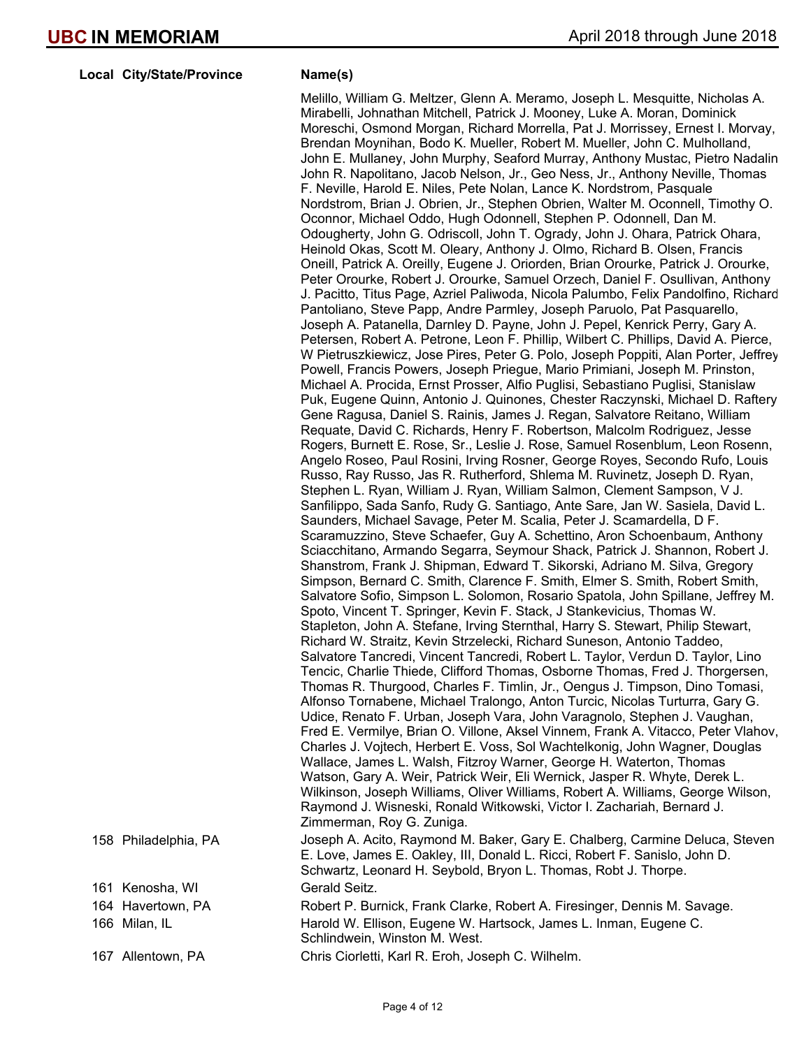| Local | City/State/Province | Name(s) |
|---|---|---|
| | | Melillo, William G. Meltzer, Glenn A. Meramo, Joseph L. Mesquitte, Nicholas A. Mirabelli, Johnathan Mitchell, Patrick J. Mooney, Luke A. Moran, Dominick Moreschi, Osmond Morgan, Richard Morrella, Pat J. Morrissey, Ernest I. Morvay, Brendan Moynihan, Bodo K. Mueller, Robert M. Mueller, John C. Mulholland, John E. Mullaney, John Murphy, Seaford Murray, Anthony Mustac, Pietro Nadalin John R. Napolitano, Jacob Nelson, Jr., Geo Ness, Jr., Anthony Neville, Thomas F. Neville, Harold E. Niles, Pete Nolan, Lance K. Nordstrom, Pasquale Nordstrom, Brian J. Obrien, Jr., Stephen Obrien, Walter M. Oconnell, Timothy O. Oconnor, Michael Oddo, Hugh Odonnell, Stephen P. Odonnell, Dan M. Odougherty, John G. Odriscoll, John T. Ogrady, John J. Ohara, Patrick Ohara, Heinold Okas, Scott M. Oleary, Anthony J. Olmo, Richard B. Olsen, Francis Oneill, Patrick A. Oreilly, Eugene J. Oriorden, Brian Orourke, Patrick J. Orourke, Peter Orourke, Robert J. Orourke, Samuel Orzech, Daniel F. Osullivan, Anthony J. Pacitto, Titus Page, Azriel Paliwoda, Nicola Palumbo, Felix Pandolfino, Richard Pantoliano, Steve Papp, Andre Parmley, Joseph Paruolo, Pat Pasquarello, Joseph A. Patanella, Darnley D. Payne, John J. Pepel, Kenrick Perry, Gary A. Petersen, Robert A. Petrone, Leon F. Phillip, Wilbert C. Phillips, David A. Pierce, W Pietruszkiewicz, Jose Pires, Peter G. Polo, Joseph Poppiti, Alan Porter, Jeffrey Powell, Francis Powers, Joseph Priegue, Mario Primiani, Joseph M. Prinston, Michael A. Procida, Ernst Prosser, Alfio Puglisi, Sebastiano Puglisi, Stanislaw Puk, Eugene Quinn, Antonio J. Quinones, Chester Raczynski, Michael D. Raftery Gene Ragusa, Daniel S. Rainis, James J. Regan, Salvatore Reitano, William Requate, David C. Richards, Henry F. Robertson, Malcolm Rodriguez, Jesse Rogers, Burnett E. Rose, Sr., Leslie J. Rose, Samuel Rosenblum, Leon Rosenn, Angelo Roseo, Paul Rosini, Irving Rosner, George Royes, Secondo Rufo, Louis Russo, Ray Russo, Jas R. Rutherford, Shlema M. Ruvinetz, Joseph D. Ryan, Stephen L. Ryan, William J. Ryan, William Salmon, Clement Sampson, V J. Sanfilippo, Sada Sanfo, Rudy G. Santiago, Ante Sare, Jan W. Sasiela, David L. Saunders, Michael Savage, Peter M. Scalia, Peter J. Scamardella, D F. Scaramuzzino, Steve Schaefer, Guy A. Schettino, Aron Schoenbaum, Anthony Sciacchitano, Armando Segarra, Seymour Shack, Patrick J. Shannon, Robert J. Shanstrom, Frank J. Shipman, Edward T. Sikorski, Adriano M. Silva, Gregory Simpson, Bernard C. Smith, Clarence F. Smith, Elmer S. Smith, Robert Smith, Salvatore Sofio, Simpson L. Solomon, Rosario Spatola, John Spillane, Jeffrey M. Spoto, Vincent T. Springer, Kevin F. Stack, J Stankevicius, Thomas W. Stapleton, John A. Stefane, Irving Sternthal, Harry S. Stewart, Philip Stewart, Richard W. Straitz, Kevin Strzelecki, Richard Suneson, Antonio Taddeo, Salvatore Tancredi, Vincent Tancredi, Robert L. Taylor, Verdun D. Taylor, Lino Tencic, Charlie Thiede, Clifford Thomas, Osborne Thomas, Fred J. Thorgersen, Thomas R. Thurgood, Charles F. Timlin, Jr., Oengus J. Timpson, Dino Tomasi, Alfonso Tornabene, Michael Tralongo, Anton Turcic, Nicolas Turturra, Gary G. Udice, Renato F. Urban, Joseph Vara, John Varagnolo, Stephen J. Vaughan, Fred E. Vermilye, Brian O. Villone, Aksel Vinnem, Frank A. Vitacco, Peter Vlahov, Charles J. Vojtech, Herbert E. Voss, Sol Wachtelkonig, John Wagner, Douglas Wallace, James L. Walsh, Fitzroy Warner, George H. Waterton, Thomas Watson, Gary A. Weir, Patrick Weir, Eli Wernick, Jasper R. Whyte, Derek L. Wilkinson, Joseph Williams, Oliver Williams, Robert A. Williams, George Wilson, Raymond J. Wisneski, Ronald Witkowski, Victor I. Zachariah, Bernard J. Zimmerman, Roy G. Zuniga. |
| 158 | Philadelphia, PA | Joseph A. Acito, Raymond M. Baker, Gary E. Chalberg, Carmine Deluca, Steven E. Love, James E. Oakley, III, Donald L. Ricci, Robert F. Sanislo, John D. Schwartz, Leonard H. Seybold, Bryon L. Thomas, Robt J. Thorpe. |
| 161 | Kenosha, WI | Gerald Seitz. |
| 164 | Havertown, PA | Robert P. Burnick, Frank Clarke, Robert A. Firesinger, Dennis M. Savage. |
| 166 | Milan, IL | Harold W. Ellison, Eugene W. Hartsock, James L. Inman, Eugene C. Schlindwein, Winston M. West. |
| 167 | Allentown, PA | Chris Ciorletti, Karl R. Eroh, Joseph C. Wilhelm. |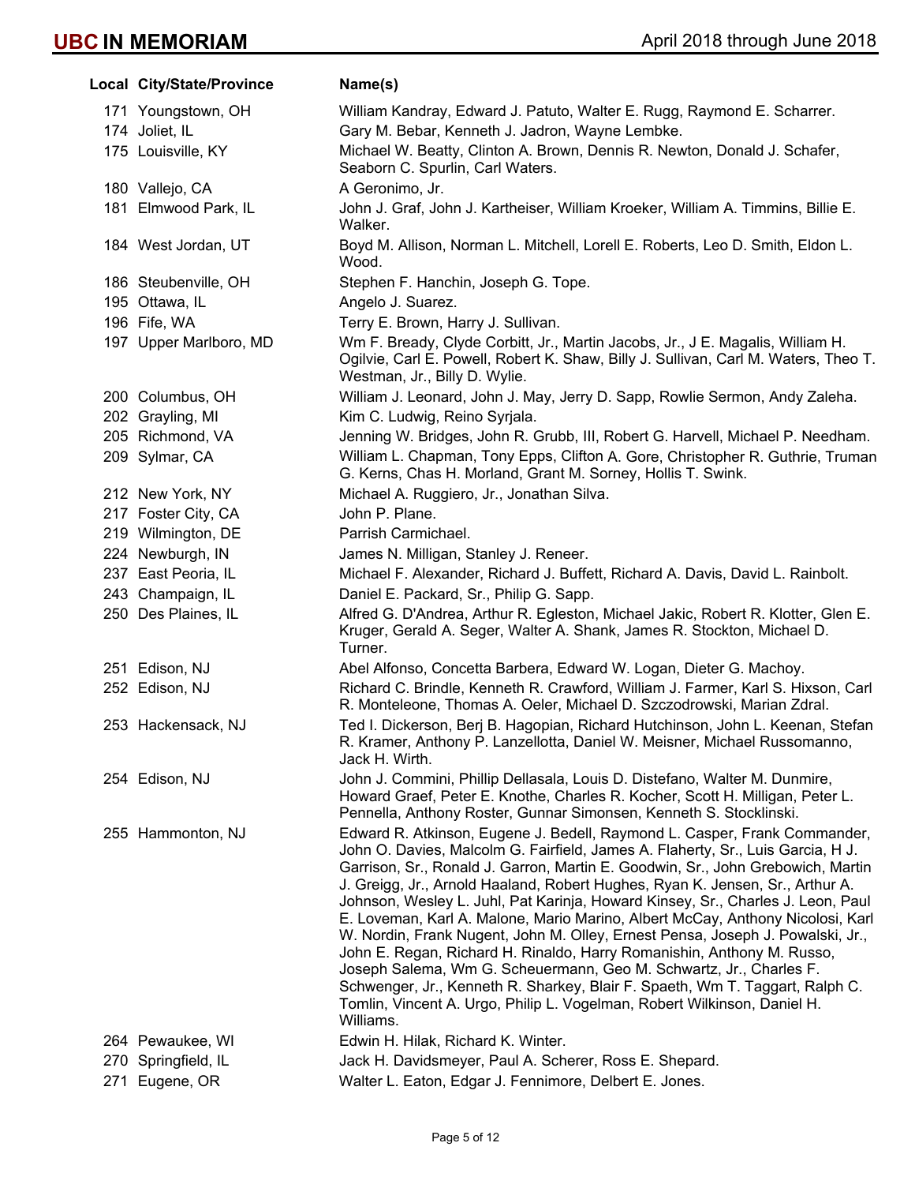| Local | City/State/Province | Name(s) |
|---|---|---|
| 171 | Youngstown, OH | William Kandray, Edward J. Patuto, Walter E. Rugg, Raymond E. Scharrer. |
| 174 | Joliet, IL | Gary M. Bebar, Kenneth J. Jadron, Wayne Lembke. |
| 175 | Louisville, KY | Michael W. Beatty, Clinton A. Brown, Dennis R. Newton, Donald J. Schafer, Seaborn C. Spurlin, Carl Waters. |
| 180 | Vallejo, CA | A Geronimo, Jr. |
| 181 | Elmwood Park, IL | John J. Graf, John J. Kartheiser, William Kroeker, William A. Timmins, Billie E. Walker. |
| 184 | West Jordan, UT | Boyd M. Allison, Norman L. Mitchell, Lorell E. Roberts, Leo D. Smith, Eldon L. Wood. |
| 186 | Steubenville, OH | Stephen F. Hanchin, Joseph G. Tope. |
| 195 | Ottawa, IL | Angelo J. Suarez. |
| 196 | Fife, WA | Terry E. Brown, Harry J. Sullivan. |
| 197 | Upper Marlboro, MD | Wm F. Bready, Clyde Corbitt, Jr., Martin Jacobs, Jr., J E. Magalis, William H. Ogilvie, Carl E. Powell, Robert K. Shaw, Billy J. Sullivan, Carl M. Waters, Theo T. Westman, Jr., Billy D. Wylie. |
| 200 | Columbus, OH | William J. Leonard, John J. May, Jerry D. Sapp, Rowlie Sermon, Andy Zaleha. |
| 202 | Grayling, MI | Kim C. Ludwig, Reino Syrjala. |
| 205 | Richmond, VA | Jenning W. Bridges, John R. Grubb, III, Robert G. Harvell, Michael P. Needham. |
| 209 | Sylmar, CA | William L. Chapman, Tony Epps, Clifton A. Gore, Christopher R. Guthrie, Truman G. Kerns, Chas H. Morland, Grant M. Sorney, Hollis T. Swink. |
| 212 | New York, NY | Michael A. Ruggiero, Jr., Jonathan Silva. |
| 217 | Foster City, CA | John P. Plane. |
| 219 | Wilmington, DE | Parrish Carmichael. |
| 224 | Newburgh, IN | James N. Milligan, Stanley J. Reneer. |
| 237 | East Peoria, IL | Michael F. Alexander, Richard J. Buffett, Richard A. Davis, David L. Rainbolt. |
| 243 | Champaign, IL | Daniel E. Packard, Sr., Philip G. Sapp. |
| 250 | Des Plaines, IL | Alfred G. D'Andrea, Arthur R. Egleston, Michael Jakic, Robert R. Klotter, Glen E. Kruger, Gerald A. Seger, Walter A. Shank, James R. Stockton, Michael D. Turner. |
| 251 | Edison, NJ | Abel Alfonso, Concetta Barbera, Edward W. Logan, Dieter G. Machoy. |
| 252 | Edison, NJ | Richard C. Brindle, Kenneth R. Crawford, William J. Farmer, Karl S. Hixson, Carl R. Monteleone, Thomas A. Oeler, Michael D. Szczodrowski, Marian Zdral. |
| 253 | Hackensack, NJ | Ted I. Dickerson, Berj B. Hagopian, Richard Hutchinson, John L. Keenan, Stefan R. Kramer, Anthony P. Lanzellotta, Daniel W. Meisner, Michael Russomanno, Jack H. Wirth. |
| 254 | Edison, NJ | John J. Commini, Phillip Dellasala, Louis D. Distefano, Walter M. Dunmire, Howard Graef, Peter E. Knothe, Charles R. Kocher, Scott H. Milligan, Peter L. Pennella, Anthony Roster, Gunnar Simonsen, Kenneth S. Stocklinski. |
| 255 | Hammonton, NJ | Edward R. Atkinson, Eugene J. Bedell, Raymond L. Casper, Frank Commander, John O. Davies, Malcolm G. Fairfield, James A. Flaherty, Sr., Luis Garcia, H J. Garrison, Sr., Ronald J. Garron, Martin E. Goodwin, Sr., John Grebowich, Martin J. Greigg, Jr., Arnold Haaland, Robert Hughes, Ryan K. Jensen, Sr., Arthur A. Johnson, Wesley L. Juhl, Pat Karinja, Howard Kinsey, Sr., Charles J. Leon, Paul E. Loveman, Karl A. Malone, Mario Marino, Albert McCay, Anthony Nicolosi, Karl W. Nordin, Frank Nugent, John M. Olley, Ernest Pensa, Joseph J. Powalski, Jr., John E. Regan, Richard H. Rinaldo, Harry Romanishin, Anthony M. Russo, Joseph Salema, Wm G. Scheuermann, Geo M. Schwartz, Jr., Charles F. Schwenger, Jr., Kenneth R. Sharkey, Blair F. Spaeth, Wm T. Taggart, Ralph C. Tomlin, Vincent A. Urgo, Philip L. Vogelman, Robert Wilkinson, Daniel H. Williams. |
| 264 | Pewaukee, WI | Edwin H. Hilak, Richard K. Winter. |
| 270 | Springfield, IL | Jack H. Davidsmeyer, Paul A. Scherer, Ross E. Shepard. |
| 271 | Eugene, OR | Walter L. Eaton, Edgar J. Fennimore, Delbert E. Jones. |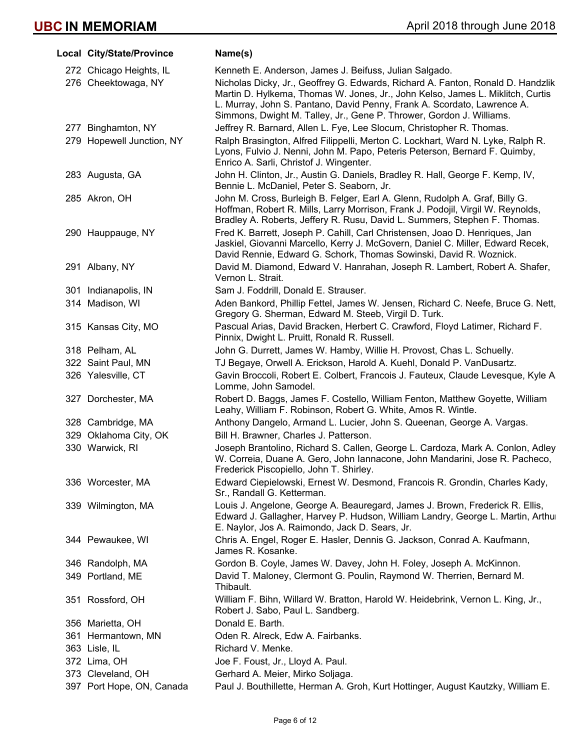| Local | City/State/Province | Name(s) |
|---|---|---|
| 272 | Chicago Heights, IL | Kenneth E. Anderson, James J. Beifuss, Julian Salgado. |
| 276 | Cheektowaga, NY | Nicholas Dicky, Jr., Geoffrey G. Edwards, Richard A. Fanton, Ronald D. Handzlik Martin D. Hylkema, Thomas W. Jones, Jr., John Kelso, James L. Miklitch, Curtis L. Murray, John S. Pantano, David Penny, Frank A. Scordato, Lawrence A. Simmons, Dwight M. Talley, Jr., Gene P. Thrower, Gordon J. Williams. |
| 277 | Binghamton, NY | Jeffrey R. Barnard, Allen L. Fye, Lee Slocum, Christopher R. Thomas. |
| 279 | Hopewell Junction, NY | Ralph Brasington, Alfred Filippelli, Merton C. Lockhart, Ward N. Lyke, Ralph R. Lyons, Fulvio J. Nenni, John M. Papo, Peteris Peterson, Bernard F. Quimby, Enrico A. Sarli, Christof J. Wingenter. |
| 283 | Augusta, GA | John H. Clinton, Jr., Austin G. Daniels, Bradley R. Hall, George F. Kemp, IV, Bennie L. McDaniel, Peter S. Seaborn, Jr. |
| 285 | Akron, OH | John M. Cross, Burleigh B. Felger, Earl A. Glenn, Rudolph A. Graf, Billy G. Hoffman, Robert R. Mills, Larry Morrison, Frank J. Podojil, Virgil W. Reynolds, Bradley A. Roberts, Jeffery R. Rusu, David L. Summers, Stephen F. Thomas. |
| 290 | Hauppauge, NY | Fred K. Barrett, Joseph P. Cahill, Carl Christensen, Joao D. Henriques, Jan Jaskiel, Giovanni Marcello, Kerry J. McGovern, Daniel C. Miller, Edward Recek, David Rennie, Edward G. Schork, Thomas Sowinski, David R. Woznick. |
| 291 | Albany, NY | David M. Diamond, Edward V. Hanrahan, Joseph R. Lambert, Robert A. Shafer, Vernon L. Strait. |
| 301 | Indianapolis, IN | Sam J. Foddrill, Donald E. Strauser. |
| 314 | Madison, WI | Aden Bankord, Phillip Fettel, James W. Jensen, Richard C. Neefe, Bruce G. Nett, Gregory G. Sherman, Edward M. Steeb, Virgil D. Turk. |
| 315 | Kansas City, MO | Pascual Arias, David Bracken, Herbert C. Crawford, Floyd Latimer, Richard F. Pinnix, Dwight L. Pruitt, Ronald R. Russell. |
| 318 | Pelham, AL | John G. Durrett, James W. Hamby, Willie H. Provost, Chas L. Schuelly. |
| 322 | Saint Paul, MN | TJ Begaye, Orwell A. Erickson, Harold A. Kuehl, Donald P. VanDusartz. |
| 326 | Yalesville, CT | Gavin Broccoli, Robert E. Colbert, Francois J. Fauteux, Claude Levesque, Kyle A Lomme, John Samodel. |
| 327 | Dorchester, MA | Robert D. Baggs, James F. Costello, William Fenton, Matthew Goyette, William Leahy, William F. Robinson, Robert G. White, Amos R. Wintle. |
| 328 | Cambridge, MA | Anthony Dangelo, Armand L. Lucier, John S. Queenan, George A. Vargas. |
| 329 | Oklahoma City, OK | Bill H. Brawner, Charles J. Patterson. |
| 330 | Warwick, RI | Joseph Brantolino, Richard S. Callen, George L. Cardoza, Mark A. Conlon, Adley W. Correia, Duane A. Gero, John Iannacone, John Mandarini, Jose R. Pacheco, Frederick Piscopiello, John T. Shirley. |
| 336 | Worcester, MA | Edward Ciepielowski, Ernest W. Desmond, Francois R. Grondin, Charles Kady, Sr., Randall G. Ketterman. |
| 339 | Wilmington, MA | Louis J. Angelone, George A. Beauregard, James J. Brown, Frederick R. Ellis, Edward J. Gallagher, Harvey P. Hudson, William Landry, George L. Martin, Arthur E. Naylor, Jos A. Raimondo, Jack D. Sears, Jr. |
| 344 | Pewaukee, WI | Chris A. Engel, Roger E. Hasler, Dennis G. Jackson, Conrad A. Kaufmann, James R. Kosanke. |
| 346 | Randolph, MA | Gordon B. Coyle, James W. Davey, John H. Foley, Joseph A. McKinnon. |
| 349 | Portland, ME | David T. Maloney, Clermont G. Poulin, Raymond W. Therrien, Bernard M. Thibault. |
| 351 | Rossford, OH | William F. Bihn, Willard W. Bratton, Harold W. Heidebrink, Vernon L. King, Jr., Robert J. Sabo, Paul L. Sandberg. |
| 356 | Marietta, OH | Donald E. Barth. |
| 361 | Hermantown, MN | Oden R. Alreck, Edw A. Fairbanks. |
| 363 | Lisle, IL | Richard V. Menke. |
| 372 | Lima, OH | Joe F. Foust, Jr., Lloyd A. Paul. |
| 373 | Cleveland, OH | Gerhard A. Meier, Mirko Soljaga. |
| 397 | Port Hope, ON, Canada | Paul J. Bouthillette, Herman A. Groh, Kurt Hottinger, August Kautzky, William E. |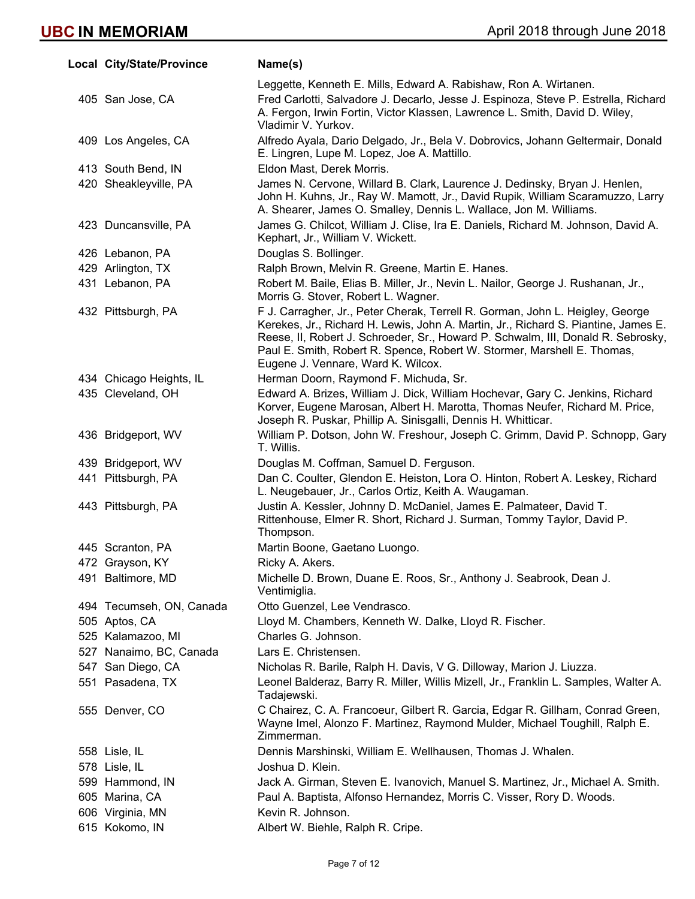| Local | City/State/Province | Name(s) |
|---|---|---|
| | | Leggette, Kenneth E. Mills, Edward A. Rabishaw, Ron A. Wirtanen. |
| 405 | San Jose, CA | Fred Carlotti, Salvadore J. Decarlo, Jesse J. Espinoza, Steve P. Estrella, Richard A. Fergon, Irwin Fortin, Victor Klassen, Lawrence L. Smith, David D. Wiley, Vladimir V. Yurkov. |
| 409 | Los Angeles, CA | Alfredo Ayala, Dario Delgado, Jr., Bela V. Dobrovics, Johann Geltermair, Donald E. Lingren, Lupe M. Lopez, Joe A. Mattillo. |
| 413 | South Bend, IN | Eldon Mast, Derek Morris. |
| 420 | Sheakleyville, PA | James N. Cervone, Willard B. Clark, Laurence J. Dedinsky, Bryan J. Henlen, John H. Kuhns, Jr., Ray W. Mamott, Jr., David Rupik, William Scaramuzzo, Larry A. Shearer, James O. Smalley, Dennis L. Wallace, Jon M. Williams. |
| 423 | Duncansville, PA | James G. Chilcot, William J. Clise, Ira E. Daniels, Richard M. Johnson, David A. Kephart, Jr., William V. Wickett. |
| 426 | Lebanon, PA | Douglas S. Bollinger. |
| 429 | Arlington, TX | Ralph Brown, Melvin R. Greene, Martin E. Hanes. |
| 431 | Lebanon, PA | Robert M. Baile, Elias B. Miller, Jr., Nevin L. Nailor, George J. Rushanan, Jr., Morris G. Stover, Robert L. Wagner. |
| 432 | Pittsburgh, PA | F J. Carragher, Jr., Peter Cherak, Terrell R. Gorman, John L. Heigley, George Kerekes, Jr., Richard H. Lewis, John A. Martin, Jr., Richard S. Piantine, James E. Reese, II, Robert J. Schroeder, Sr., Howard P. Schwalm, III, Donald R. Sebrosky, Paul E. Smith, Robert R. Spence, Robert W. Stormer, Marshell E. Thomas, Eugene J. Vennare, Ward K. Wilcox. |
| 434 | Chicago Heights, IL | Herman Doorn, Raymond F. Michuda, Sr. |
| 435 | Cleveland, OH | Edward A. Brizes, William J. Dick, William Hochevar, Gary C. Jenkins, Richard Korver, Eugene Marosan, Albert H. Marotta, Thomas Neufer, Richard M. Price, Joseph R. Puskar, Phillip A. Sinisgalli, Dennis H. Whitticar. |
| 436 | Bridgeport, WV | William P. Dotson, John W. Freshour, Joseph C. Grimm, David P. Schnopp, Gary T. Willis. |
| 439 | Bridgeport, WV | Douglas M. Coffman, Samuel D. Ferguson. |
| 441 | Pittsburgh, PA | Dan C. Coulter, Glendon E. Heiston, Lora O. Hinton, Robert A. Leskey, Richard L. Neugebauer, Jr., Carlos Ortiz, Keith A. Waugaman. |
| 443 | Pittsburgh, PA | Justin A. Kessler, Johnny D. McDaniel, James E. Palmateer, David T. Rittenhouse, Elmer R. Short, Richard J. Surman, Tommy Taylor, David P. Thompson. |
| 445 | Scranton, PA | Martin Boone, Gaetano Luongo. |
| 472 | Grayson, KY | Ricky A. Akers. |
| 491 | Baltimore, MD | Michelle D. Brown, Duane E. Roos, Sr., Anthony J. Seabrook, Dean J. Ventimiglia. |
| 494 | Tecumseh, ON, Canada | Otto Guenzel, Lee Vendrasco. |
| 505 | Aptos, CA | Lloyd M. Chambers, Kenneth W. Dalke, Lloyd R. Fischer. |
| 525 | Kalamazoo, MI | Charles G. Johnson. |
| 527 | Nanaimo, BC, Canada | Lars E. Christensen. |
| 547 | San Diego, CA | Nicholas R. Barile, Ralph H. Davis, V G. Dilloway, Marion J. Liuzza. |
| 551 | Pasadena, TX | Leonel Balderaz, Barry R. Miller, Willis Mizell, Jr., Franklin L. Samples, Walter A. Tadajewski. |
| 555 | Denver, CO | C Chairez, C. A. Francoeur, Gilbert R. Garcia, Edgar R. Gillham, Conrad Green, Wayne Imel, Alonzo F. Martinez, Raymond Mulder, Michael Toughill, Ralph E. Zimmerman. |
| 558 | Lisle, IL | Dennis Marshinski, William E. Wellhausen, Thomas J. Whalen. |
| 578 | Lisle, IL | Joshua D. Klein. |
| 599 | Hammond, IN | Jack A. Girman, Steven E. Ivanovich, Manuel S. Martinez, Jr., Michael A. Smith. |
| 605 | Marina, CA | Paul A. Baptista, Alfonso Hernandez, Morris C. Visser, Rory D. Woods. |
| 606 | Virginia, MN | Kevin R. Johnson. |
| 615 | Kokomo, IN | Albert W. Biehle, Ralph R. Cripe. |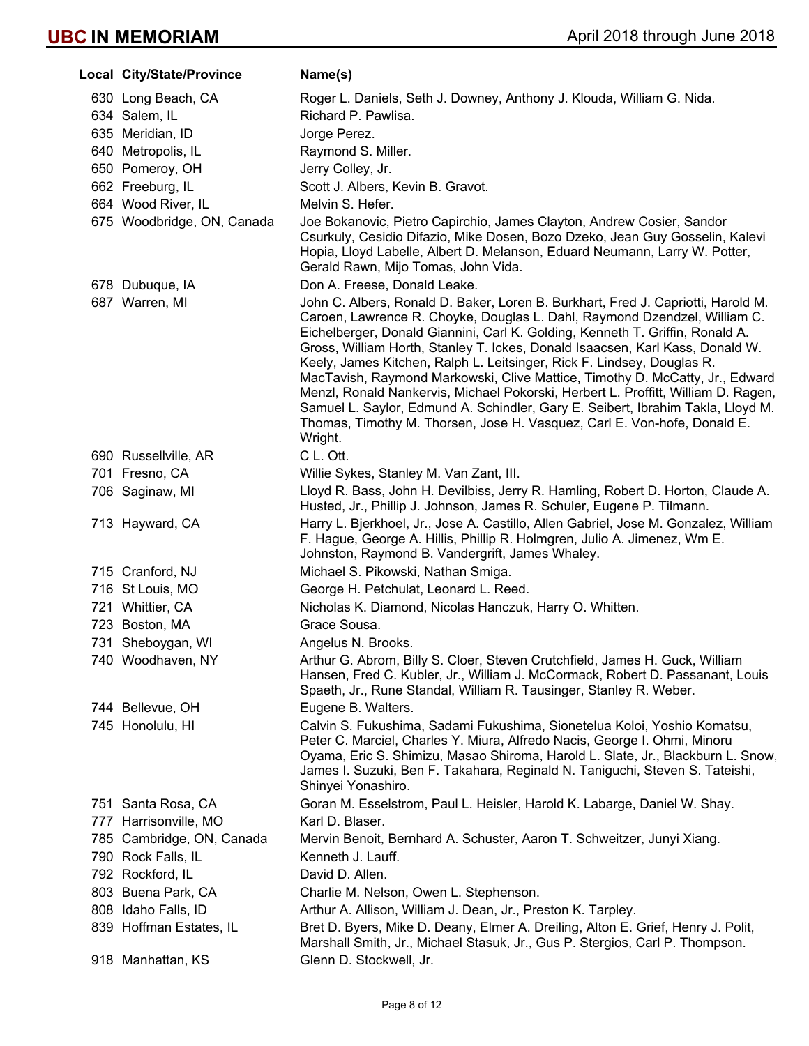| Local | City/State/Province | Name(s) |
|---|---|---|
| 630 | Long Beach, CA | Roger L. Daniels, Seth J. Downey, Anthony J. Klouda, William G. Nida. |
| 634 | Salem, IL | Richard P. Pawlisa. |
| 635 | Meridian, ID | Jorge Perez. |
| 640 | Metropolis, IL | Raymond S. Miller. |
| 650 | Pomeroy, OH | Jerry Colley, Jr. |
| 662 | Freeburg, IL | Scott J. Albers, Kevin B. Gravot. |
| 664 | Wood River, IL | Melvin S. Hefer. |
| 675 | Woodbridge, ON, Canada | Joe Bokanovic, Pietro Capirchio, James Clayton, Andrew Cosier, Sandor Csurkuly, Cesidio Difazio, Mike Dosen, Bozo Dzeko, Jean Guy Gosselin, Kalevi Hopia, Lloyd Labelle, Albert D. Melanson, Eduard Neumann, Larry W. Potter, Gerald Rawn, Mijo Tomas, John Vida. |
| 678 | Dubuque, IA | Don A. Freese, Donald Leake. |
| 687 | Warren, MI | John C. Albers, Ronald D. Baker, Loren B. Burkhart, Fred J. Capriotti, Harold M. Caroen, Lawrence R. Choyke, Douglas L. Dahl, Raymond Dzendzel, William C. Eichelberger, Donald Giannini, Carl K. Golding, Kenneth T. Griffin, Ronald A. Gross, William Horth, Stanley T. Ickes, Donald Isaacsen, Karl Kass, Donald W. Keely, James Kitchen, Ralph L. Leitsinger, Rick F. Lindsey, Douglas R. MacTavish, Raymond Markowski, Clive Mattice, Timothy D. McCatty, Jr., Edward Menzl, Ronald Nankervis, Michael Pokorski, Herbert L. Proffitt, William D. Ragen, Samuel L. Saylor, Edmund A. Schindler, Gary E. Seibert, Ibrahim Takla, Lloyd M. Thomas, Timothy M. Thorsen, Jose H. Vasquez, Carl E. Von-hofe, Donald E. Wright. |
| 690 | Russellville, AR | C L. Ott. |
| 701 | Fresno, CA | Willie Sykes, Stanley M. Van Zant, III. |
| 706 | Saginaw, MI | Lloyd R. Bass, John H. Devilbiss, Jerry R. Hamling, Robert D. Horton, Claude A. Husted, Jr., Phillip J. Johnson, James R. Schuler, Eugene P. Tilmann. |
| 713 | Hayward, CA | Harry L. Bjerkhoel, Jr., Jose A. Castillo, Allen Gabriel, Jose M. Gonzalez, William F. Hague, George A. Hillis, Phillip R. Holmgren, Julio A. Jimenez, Wm E. Johnston, Raymond B. Vandergrift, James Whaley. |
| 715 | Cranford, NJ | Michael S. Pikowski, Nathan Smiga. |
| 716 | St Louis, MO | George H. Petchulat, Leonard L. Reed. |
| 721 | Whittier, CA | Nicholas K. Diamond, Nicolas Hanczuk, Harry O. Whitten. |
| 723 | Boston, MA | Grace Sousa. |
| 731 | Sheboygan, WI | Angelus N. Brooks. |
| 740 | Woodhaven, NY | Arthur G. Abrom, Billy S. Cloer, Steven Crutchfield, James H. Guck, William Hansen, Fred C. Kubler, Jr., William J. McCormack, Robert D. Passanant, Louis Spaeth, Jr., Rune Standal, William R. Tausinger, Stanley R. Weber. |
| 744 | Bellevue, OH | Eugene B. Walters. |
| 745 | Honolulu, HI | Calvin S. Fukushima, Sadami Fukushima, Sionetelua Koloi, Yoshio Komatsu, Peter C. Marciel, Charles Y. Miura, Alfredo Nacis, George I. Ohmi, Minoru Oyama, Eric S. Shimizu, Masao Shiroma, Harold L. Slate, Jr., Blackburn L. Snow, James I. Suzuki, Ben F. Takahara, Reginald N. Taniguchi, Steven S. Tateishi, Shinyei Yonashiro. |
| 751 | Santa Rosa, CA | Goran M. Esselstrom, Paul L. Heisler, Harold K. Labarge, Daniel W. Shay. |
| 777 | Harrisonville, MO | Karl D. Blaser. |
| 785 | Cambridge, ON, Canada | Mervin Benoit, Bernhard A. Schuster, Aaron T. Schweitzer, Junyi Xiang. |
| 790 | Rock Falls, IL | Kenneth J. Lauff. |
| 792 | Rockford, IL | David D. Allen. |
| 803 | Buena Park, CA | Charlie M. Nelson, Owen L. Stephenson. |
| 808 | Idaho Falls, ID | Arthur A. Allison, William J. Dean, Jr., Preston K. Tarpley. |
| 839 | Hoffman Estates, IL | Bret D. Byers, Mike D. Deany, Elmer A. Dreiling, Alton E. Grief, Henry J. Polit, Marshall Smith, Jr., Michael Stasuk, Jr., Gus P. Stergios, Carl P. Thompson. |
| 918 | Manhattan, KS | Glenn D. Stockwell, Jr. |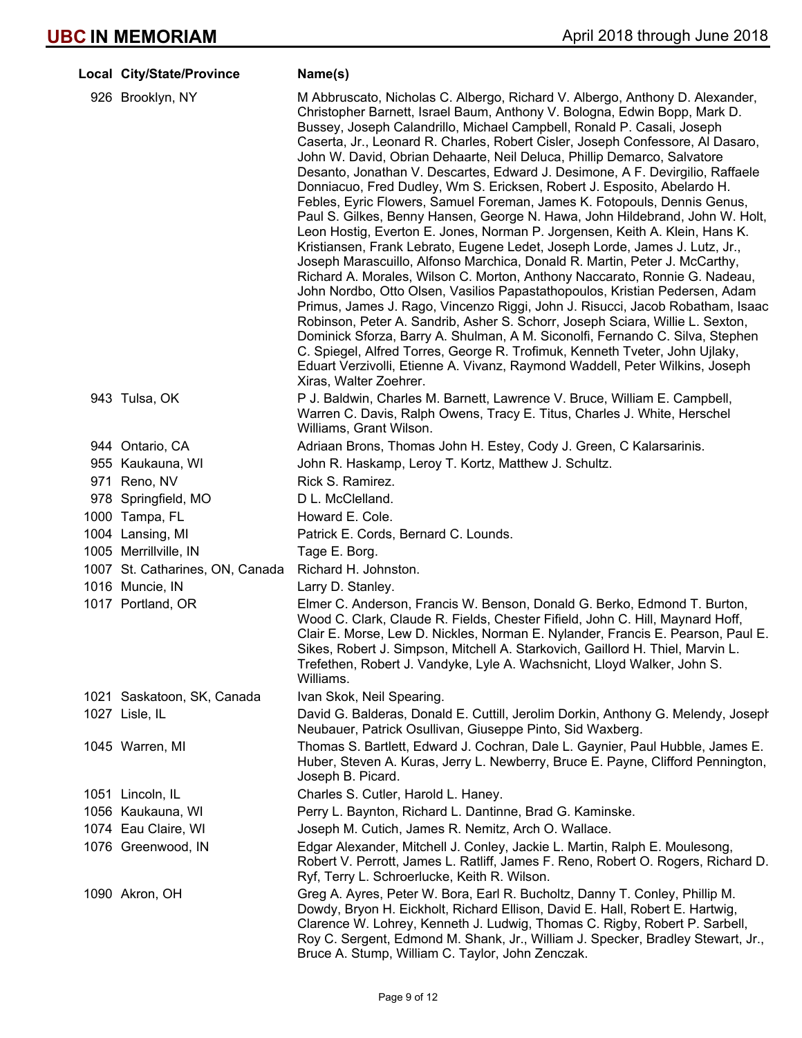# UBC IN MEMORIAM

April 2018 through June 2018

| Local | City/State/Province | Name(s) |
|---|---|---|
| 926 | Brooklyn, NY | M Abbruscato, Nicholas C. Albergo, Richard V. Albergo, Anthony D. Alexander, Christopher Barnett, Israel Baum, Anthony V. Bologna, Edwin Bopp, Mark D. Bussey, Joseph Calandrillo, Michael Campbell, Ronald P. Casali, Joseph Caserta, Jr., Leonard R. Charles, Robert Cisler, Joseph Confessore, Al Dasaro, John W. David, Obrian Dehaarte, Neil Deluca, Phillip Demarco, Salvatore Desanto, Jonathan V. Descartes, Edward J. Desimone, A F. Devirgilio, Raffaele Donniacuo, Fred Dudley, Wm S. Ericksen, Robert J. Esposito, Abelardo H. Febles, Eyric Flowers, Samuel Foreman, James K. Fotopouls, Dennis Genus, Paul S. Gilkes, Benny Hansen, George N. Hawa, John Hildebrand, John W. Holt, Leon Hostig, Everton E. Jones, Norman P. Jorgensen, Keith A. Klein, Hans K. Kristiansen, Frank Lebrato, Eugene Ledet, Joseph Lorde, James J. Lutz, Jr., Joseph Marascuillo, Alfonso Marchica, Donald R. Martin, Peter J. McCarthy, Richard A. Morales, Wilson C. Morton, Anthony Naccarato, Ronnie G. Nadeau, John Nordbo, Otto Olsen, Vasilios Papastathopoulos, Kristian Pedersen, Adam Primus, James J. Rago, Vincenzo Riggi, John J. Risucci, Jacob Robatham, Isaac Robinson, Peter A. Sandrib, Asher S. Schorr, Joseph Sciara, Willie L. Sexton, Dominick Sforza, Barry A. Shulman, A M. Siconolfi, Fernando C. Silva, Stephen C. Spiegel, Alfred Torres, George R. Trofimuk, Kenneth Tveter, John Ujlaky, Eduart Verzivolli, Etienne A. Vivanz, Raymond Waddell, Peter Wilkins, Joseph Xiras, Walter Zoehrer. |
| 943 | Tulsa, OK | P J. Baldwin, Charles M. Barnett, Lawrence V. Bruce, William E. Campbell, Warren C. Davis, Ralph Owens, Tracy E. Titus, Charles J. White, Herschel Williams, Grant Wilson. |
| 944 | Ontario, CA | Adriaan Brons, Thomas John H. Estey, Cody J. Green, C Kalarsarinis. |
| 955 | Kaukauna, WI | John R. Haskamp, Leroy T. Kortz, Matthew J. Schultz. |
| 971 | Reno, NV | Rick S. Ramirez. |
| 978 | Springfield, MO | D L. McClelland. |
| 1000 | Tampa, FL | Howard E. Cole. |
| 1004 | Lansing, MI | Patrick E. Cords, Bernard C. Lounds. |
| 1005 | Merrillville, IN | Tage E. Borg. |
| 1007 | St. Catharines, ON, Canada | Richard H. Johnston. |
| 1016 | Muncie, IN | Larry D. Stanley. |
| 1017 | Portland, OR | Elmer C. Anderson, Francis W. Benson, Donald G. Berko, Edmond T. Burton, Wood C. Clark, Claude R. Fields, Chester Fifield, John C. Hill, Maynard Hoff, Clair E. Morse, Lew D. Nickles, Norman E. Nylander, Francis E. Pearson, Paul E. Sikes, Robert J. Simpson, Mitchell A. Starkovich, Gaillord H. Thiel, Marvin L. Trefethen, Robert J. Vandyke, Lyle A. Wachsnicht, Lloyd Walker, John S. Williams. |
| 1021 | Saskatoon, SK, Canada | Ivan Skok, Neil Spearing. |
| 1027 | Lisle, IL | David G. Balderas, Donald E. Cuttill, Jerolim Dorkin, Anthony G. Melendy, Joseph Neubauer, Patrick Osullivan, Giuseppe Pinto, Sid Waxberg. |
| 1045 | Warren, MI | Thomas S. Bartlett, Edward J. Cochran, Dale L. Gaynier, Paul Hubble, James E. Huber, Steven A. Kuras, Jerry L. Newberry, Bruce E. Payne, Clifford Pennington, Joseph B. Picard. |
| 1051 | Lincoln, IL | Charles S. Cutler, Harold L. Haney. |
| 1056 | Kaukauna, WI | Perry L. Baynton, Richard L. Dantinne, Brad G. Kaminske. |
| 1074 | Eau Claire, WI | Joseph M. Cutich, James R. Nemitz, Arch O. Wallace. |
| 1076 | Greenwood, IN | Edgar Alexander, Mitchell J. Conley, Jackie L. Martin, Ralph E. Moulesong, Robert V. Perrott, James L. Ratliff, James F. Reno, Robert O. Rogers, Richard D. Ryf, Terry L. Schroerlucke, Keith R. Wilson. |
| 1090 | Akron, OH | Greg A. Ayres, Peter W. Bora, Earl R. Bucholtz, Danny T. Conley, Phillip M. Dowdy, Bryon H. Eickholt, Richard Ellison, David E. Hall, Robert E. Hartwig, Clarence W. Lohrey, Kenneth J. Ludwig, Thomas C. Rigby, Robert P. Sarbell, Roy C. Sergent, Edmond M. Shank, Jr., William J. Specker, Bradley Stewart, Jr., Bruce A. Stump, William C. Taylor, John Zenczak. |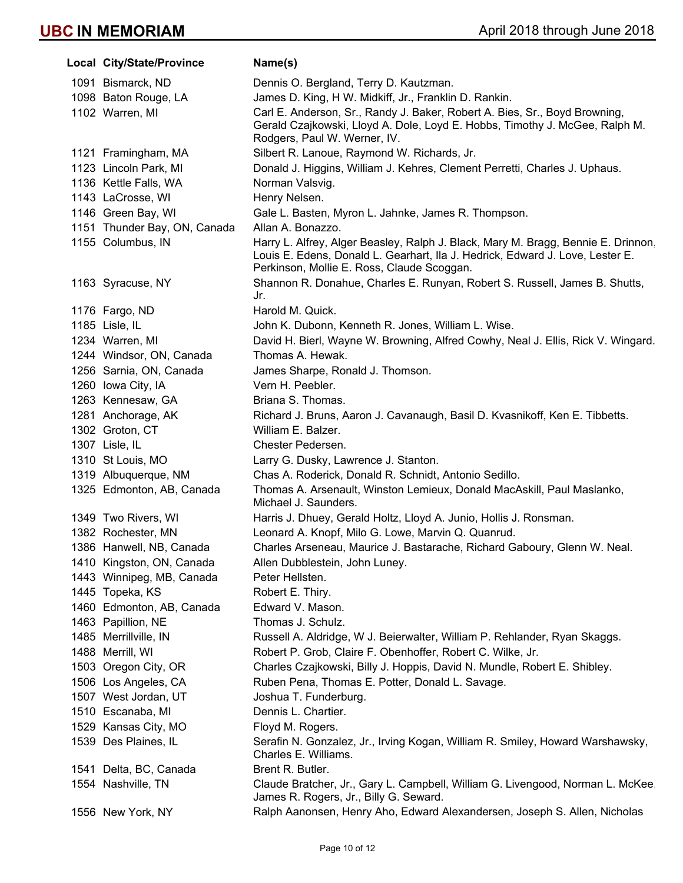| Local | City/State/Province | Name(s) |
|---|---|---|
| 1091 | Bismarck, ND | Dennis O. Bergland, Terry D. Kautzman. |
| 1098 | Baton Rouge, LA | James D. King, H W. Midkiff, Jr., Franklin D. Rankin. |
| 1102 | Warren, MI | Carl E. Anderson, Sr., Randy J. Baker, Robert A. Bies, Sr., Boyd Browning, Gerald Czajkowski, Lloyd A. Dole, Loyd E. Hobbs, Timothy J. McGee, Ralph M. Rodgers, Paul W. Werner, IV. |
| 1121 | Framingham, MA | Silbert R. Lanoue, Raymond W. Richards, Jr. |
| 1123 | Lincoln Park, MI | Donald J. Higgins, William J. Kehres, Clement Perretti, Charles J. Uphaus. |
| 1136 | Kettle Falls, WA | Norman Valsvig. |
| 1143 | LaCrosse, WI | Henry Nelsen. |
| 1146 | Green Bay, WI | Gale L. Basten, Myron L. Jahnke, James R. Thompson. |
| 1151 | Thunder Bay, ON, Canada | Allan A. Bonazzo. |
| 1155 | Columbus, IN | Harry L. Alfrey, Alger Beasley, Ralph J. Black, Mary M. Bragg, Bennie E. Drinnon, Louis E. Edens, Donald L. Gearhart, Ila J. Hedrick, Edward J. Love, Lester E. Perkinson, Mollie E. Ross, Claude Scoggan. |
| 1163 | Syracuse, NY | Shannon R. Donahue, Charles E. Runyan, Robert S. Russell, James B. Shutts, Jr. |
| 1176 | Fargo, ND | Harold M. Quick. |
| 1185 | Lisle, IL | John K. Dubonn, Kenneth R. Jones, William L. Wise. |
| 1234 | Warren, MI | David H. Bierl, Wayne W. Browning, Alfred Cowhy, Neal J. Ellis, Rick V. Wingard. |
| 1244 | Windsor, ON, Canada | Thomas A. Hewak. |
| 1256 | Sarnia, ON, Canada | James Sharpe, Ronald J. Thomson. |
| 1260 | Iowa City, IA | Vern H. Peebler. |
| 1263 | Kennesaw, GA | Briana S. Thomas. |
| 1281 | Anchorage, AK | Richard J. Bruns, Aaron J. Cavanaugh, Basil D. Kvasnikoff, Ken E. Tibbetts. |
| 1302 | Groton, CT | William E. Balzer. |
| 1307 | Lisle, IL | Chester Pedersen. |
| 1310 | St Louis, MO | Larry G. Dusky, Lawrence J. Stanton. |
| 1319 | Albuquerque, NM | Chas A. Roderick, Donald R. Schnidt, Antonio Sedillo. |
| 1325 | Edmonton, AB, Canada | Thomas A. Arsenault, Winston Lemieux, Donald MacAskill, Paul Maslanko, Michael J. Saunders. |
| 1349 | Two Rivers, WI | Harris J. Dhuey, Gerald Holtz, Lloyd A. Junio, Hollis J. Ronsman. |
| 1382 | Rochester, MN | Leonard A. Knopf, Milo G. Lowe, Marvin Q. Quanrud. |
| 1386 | Hanwell, NB, Canada | Charles Arseneau, Maurice J. Bastarache, Richard Gaboury, Glenn W. Neal. |
| 1410 | Kingston, ON, Canada | Allen Dubblestein, John Luney. |
| 1443 | Winnipeg, MB, Canada | Peter Hellsten. |
| 1445 | Topeka, KS | Robert E. Thiry. |
| 1460 | Edmonton, AB, Canada | Edward V. Mason. |
| 1463 | Papillion, NE | Thomas J. Schulz. |
| 1485 | Merrillville, IN | Russell A. Aldridge, W J. Beierwalter, William P. Rehlander, Ryan Skaggs. |
| 1488 | Merrill, WI | Robert P. Grob, Claire F. Obenhoffer, Robert C. Wilke, Jr. |
| 1503 | Oregon City, OR | Charles Czajkowski, Billy J. Hoppis, David N. Mundle, Robert E. Shibley. |
| 1506 | Los Angeles, CA | Ruben Pena, Thomas E. Potter, Donald L. Savage. |
| 1507 | West Jordan, UT | Joshua T. Funderburg. |
| 1510 | Escanaba, MI | Dennis L. Chartier. |
| 1529 | Kansas City, MO | Floyd M. Rogers. |
| 1539 | Des Plaines, IL | Serafin N. Gonzalez, Jr., Irving Kogan, William R. Smiley, Howard Warshawsky, Charles E. Williams. |
| 1541 | Delta, BC, Canada | Brent R. Butler. |
| 1554 | Nashville, TN | Claude Bratcher, Jr., Gary L. Campbell, William G. Livengood, Norman L. McKee, James R. Rogers, Jr., Billy G. Seward. |
| 1556 | New York, NY | Ralph Aanonsen, Henry Aho, Edward Alexandersen, Joseph S. Allen, Nicholas |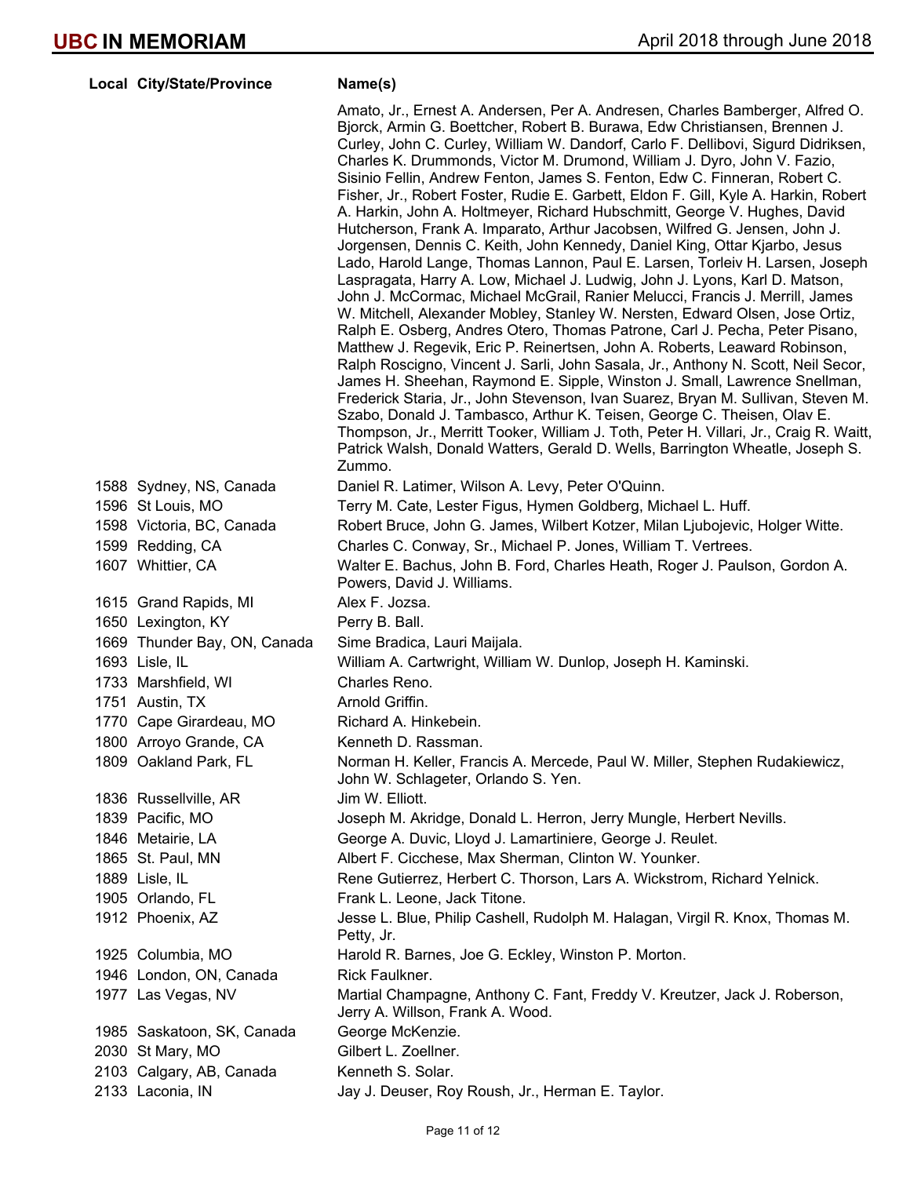| Local | City/State/Province | Name(s) |
|---|---|---|
| | | Amato, Jr., Ernest A. Andersen, Per A. Andresen, Charles Bamberger, Alfred O. Bjorck, Armin G. Boettcher, Robert B. Burawa, Edw Christiansen, Brennen J. Curley, John C. Curley, William W. Dandorf, Carlo F. Dellibovi, Sigurd Didriksen, Charles K. Drummonds, Victor M. Drumond, William J. Dyro, John V. Fazio, Sisinio Fellin, Andrew Fenton, James S. Fenton, Edw C. Finneran, Robert C. Fisher, Jr., Robert Foster, Rudie E. Garbett, Eldon F. Gill, Kyle A. Harkin, Robert A. Harkin, John A. Holtmeyer, Richard Hubschmitt, George V. Hughes, David Hutcherson, Frank A. Imparato, Arthur Jacobsen, Wilfred G. Jensen, John J. Jorgensen, Dennis C. Keith, John Kennedy, Daniel King, Ottar Kjarbo, Jesus Lado, Harold Lange, Thomas Lannon, Paul E. Larsen, Torleiv H. Larsen, Joseph Laspragata, Harry A. Low, Michael J. Ludwig, John J. Lyons, Karl D. Matson, John J. McCormac, Michael McGrail, Ranier Melucci, Francis J. Merrill, James W. Mitchell, Alexander Mobley, Stanley W. Nersten, Edward Olsen, Jose Ortiz, Ralph E. Osberg, Andres Otero, Thomas Patrone, Carl J. Pecha, Peter Pisano, Matthew J. Regevik, Eric P. Reinertsen, John A. Roberts, Leaward Robinson, Ralph Roscigno, Vincent J. Sarli, John Sasala, Jr., Anthony N. Scott, Neil Secor, James H. Sheehan, Raymond E. Sipple, Winston J. Small, Lawrence Snellman, Frederick Staria, Jr., John Stevenson, Ivan Suarez, Bryan M. Sullivan, Steven M. Szabo, Donald J. Tambasco, Arthur K. Teisen, George C. Theisen, Olav E. Thompson, Jr., Merritt Tooker, William J. Toth, Peter H. Villari, Jr., Craig R. Waitt, Patrick Walsh, Donald Watters, Gerald D. Wells, Barrington Wheatle, Joseph S. Zummo. |
| 1588 | Sydney, NS, Canada | Daniel R. Latimer, Wilson A. Levy, Peter O'Quinn. |
| 1596 | St Louis, MO | Terry M. Cate, Lester Figus, Hymen Goldberg, Michael L. Huff. |
| 1598 | Victoria, BC, Canada | Robert Bruce, John G. James, Wilbert Kotzer, Milan Ljubojevic, Holger Witte. |
| 1599 | Redding, CA | Charles C. Conway, Sr., Michael P. Jones, William T. Vertrees. |
| 1607 | Whittier, CA | Walter E. Bachus, John B. Ford, Charles Heath, Roger J. Paulson, Gordon A. Powers, David J. Williams. |
| 1615 | Grand Rapids, MI | Alex F. Jozsa. |
| 1650 | Lexington, KY | Perry B. Ball. |
| 1669 | Thunder Bay, ON, Canada | Sime Bradica, Lauri Maijala. |
| 1693 | Lisle, IL | William A. Cartwright, William W. Dunlop, Joseph H. Kaminski. |
| 1733 | Marshfield, WI | Charles Reno. |
| 1751 | Austin, TX | Arnold Griffin. |
| 1770 | Cape Girardeau, MO | Richard A. Hinkebein. |
| 1800 | Arroyo Grande, CA | Kenneth D. Rassman. |
| 1809 | Oakland Park, FL | Norman H. Keller, Francis A. Mercede, Paul W. Miller, Stephen Rudakiewicz, John W. Schlageter, Orlando S. Yen. |
| 1836 | Russellville, AR | Jim W. Elliott. |
| 1839 | Pacific, MO | Joseph M. Akridge, Donald L. Herron, Jerry Mungle, Herbert Nevills. |
| 1846 | Metairie, LA | George A. Duvic, Lloyd J. Lamartiniere, George J. Reulet. |
| 1865 | St. Paul, MN | Albert F. Cicchese, Max Sherman, Clinton W. Younker. |
| 1889 | Lisle, IL | Rene Gutierrez, Herbert C. Thorson, Lars A. Wickstrom, Richard Yelnick. |
| 1905 | Orlando, FL | Frank L. Leone, Jack Titone. |
| 1912 | Phoenix, AZ | Jesse L. Blue, Philip Cashell, Rudolph M. Halagan, Virgil R. Knox, Thomas M. Petty, Jr. |
| 1925 | Columbia, MO | Harold R. Barnes, Joe G. Eckley, Winston P. Morton. |
| 1946 | London, ON, Canada | Rick Faulkner. |
| 1977 | Las Vegas, NV | Martial Champagne, Anthony C. Fant, Freddy V. Kreutzer, Jack J. Roberson, Jerry A. Willson, Frank A. Wood. |
| 1985 | Saskatoon, SK, Canada | George McKenzie. |
| 2030 | St Mary, MO | Gilbert L. Zoellner. |
| 2103 | Calgary, AB, Canada | Kenneth S. Solar. |
| 2133 | Laconia, IN | Jay J. Deuser, Roy Roush, Jr., Herman E. Taylor. |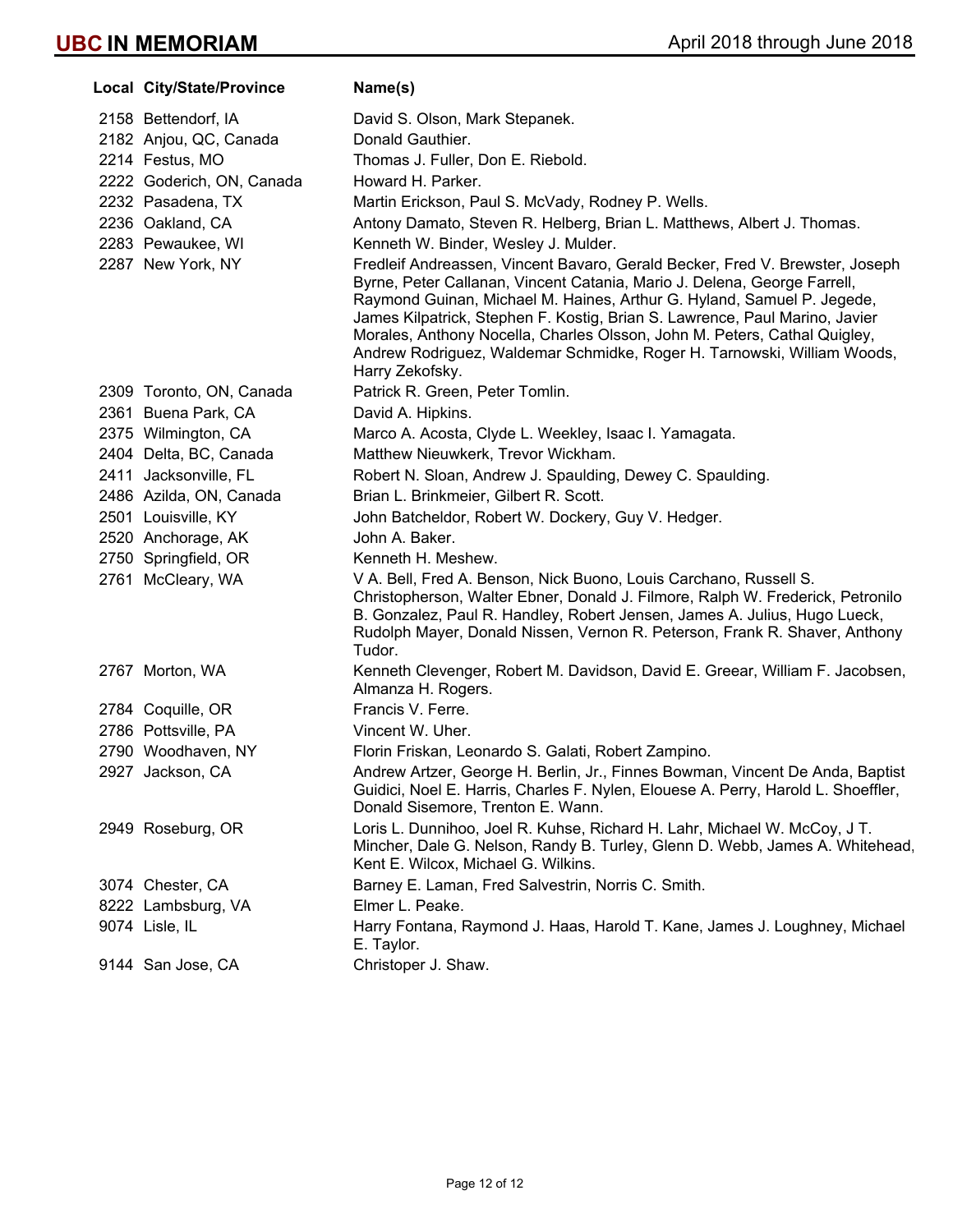| Local | City/State/Province | Name(s) |
|---|---|---|
| 2158 | Bettendorf, IA | David S. Olson, Mark Stepanek. |
| 2182 | Anjou, QC, Canada | Donald Gauthier. |
| 2214 | Festus, MO | Thomas J. Fuller, Don E. Riebold. |
| 2222 | Goderich, ON, Canada | Howard H. Parker. |
| 2232 | Pasadena, TX | Martin Erickson, Paul S. McVady, Rodney P. Wells. |
| 2236 | Oakland, CA | Antony Damato, Steven R. Helberg, Brian L. Matthews, Albert J. Thomas. |
| 2283 | Pewaukee, WI | Kenneth W. Binder, Wesley J. Mulder. |
| 2287 | New York, NY | Fredleif Andreassen, Vincent Bavaro, Gerald Becker, Fred V. Brewster, Joseph Byrne, Peter Callanan, Vincent Catania, Mario J. Delena, George Farrell, Raymond Guinan, Michael M. Haines, Arthur G. Hyland, Samuel P. Jegede, James Kilpatrick, Stephen F. Kostig, Brian S. Lawrence, Paul Marino, Javier Morales, Anthony Nocella, Charles Olsson, John M. Peters, Cathal Quigley, Andrew Rodriguez, Waldemar Schmidke, Roger H. Tarnowski, William Woods, Harry Zekofsky. |
| 2309 | Toronto, ON, Canada | Patrick R. Green, Peter Tomlin. |
| 2361 | Buena Park, CA | David A. Hipkins. |
| 2375 | Wilmington, CA | Marco A. Acosta, Clyde L. Weekley, Isaac I. Yamagata. |
| 2404 | Delta, BC, Canada | Matthew Nieuwkerk, Trevor Wickham. |
| 2411 | Jacksonville, FL | Robert N. Sloan, Andrew J. Spaulding, Dewey C. Spaulding. |
| 2486 | Azilda, ON, Canada | Brian L. Brinkmeier, Gilbert R. Scott. |
| 2501 | Louisville, KY | John Batcheldor, Robert W. Dockery, Guy V. Hedger. |
| 2520 | Anchorage, AK | John A. Baker. |
| 2750 | Springfield, OR | Kenneth H. Meshew. |
| 2761 | McCleary, WA | V A. Bell, Fred A. Benson, Nick Buono, Louis Carchano, Russell S. Christopherson, Walter Ebner, Donald J. Filmore, Ralph W. Frederick, Petronilo B. Gonzalez, Paul R. Handley, Robert Jensen, James A. Julius, Hugo Lueck, Rudolph Mayer, Donald Nissen, Vernon R. Peterson, Frank R. Shaver, Anthony Tudor. |
| 2767 | Morton, WA | Kenneth Clevenger, Robert M. Davidson, David E. Greear, William F. Jacobsen, Almanza H. Rogers. |
| 2784 | Coquille, OR | Francis V. Ferre. |
| 2786 | Pottsville, PA | Vincent W. Uher. |
| 2790 | Woodhaven, NY | Florin Friskan, Leonardo S. Galati, Robert Zampino. |
| 2927 | Jackson, CA | Andrew Artzer, George H. Berlin, Jr., Finnes Bowman, Vincent De Anda, Baptist Guidici, Noel E. Harris, Charles F. Nylen, Elouese A. Perry, Harold L. Shoeffler, Donald Sisemore, Trenton E. Wann. |
| 2949 | Roseburg, OR | Loris L. Dunnihoo, Joel R. Kuhse, Richard H. Lahr, Michael W. McCoy, J T. Mincher, Dale G. Nelson, Randy B. Turley, Glenn D. Webb, James A. Whitehead, Kent E. Wilcox, Michael G. Wilkins. |
| 3074 | Chester, CA | Barney E. Laman, Fred Salvestrin, Norris C. Smith. |
| 8222 | Lambsburg, VA | Elmer L. Peake. |
| 9074 | Lisle, IL | Harry Fontana, Raymond J. Haas, Harold T. Kane, James J. Loughney, Michael E. Taylor. |
| 9144 | San Jose, CA | Christoper J. Shaw. |